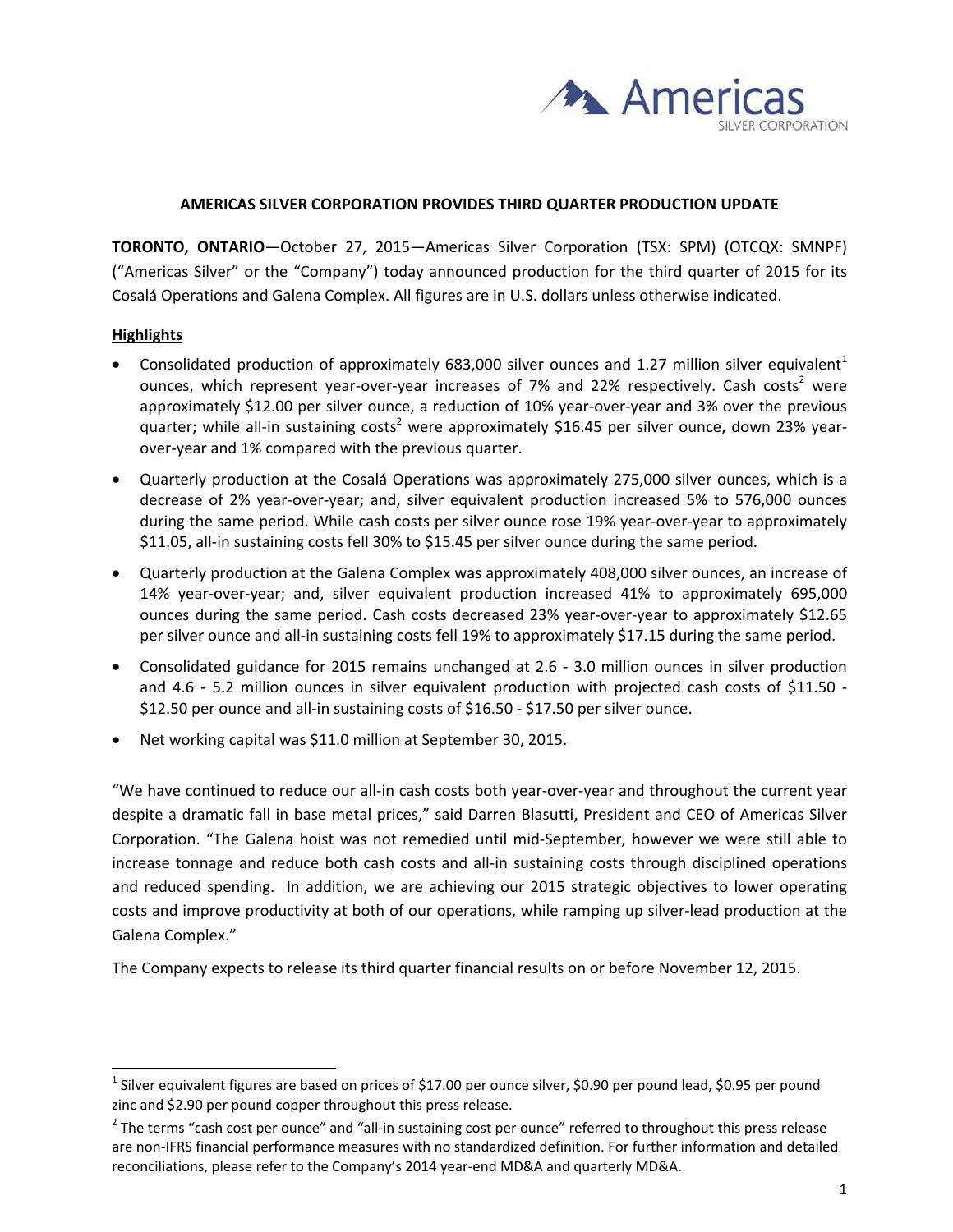# AMERICAS SILVER CORPORATION PROVIDES THIRD QUARTER PRODUCTION UPDATE

**TORONTO, ONTARIO**—October 27, 2015—Americas Silver Corporation (TSX: SPM) (OTCQX: SMNPF) ("Americas Silver" or the "Company") today announced production for the third quarter of 2015 for its Cosalá Operations and Galena Complex. All figures are in U.S. dollars unless otherwise indicated.

## Highlights

- Consolidated production of approximately 683,000 silver ounces and 1.27 million silver equivalent[1] ounces, which represent year-over-year increases of 7% and 22% respectively. Cash costs[2] were approximately $12.00 per silver ounce, a reduction of 10% year-over-year and 3% over the previous quarter; while all-in sustaining costs[2] were approximately $16.45 per silver ounce, down 23% year-over-year and 1% compared with the previous quarter.
- Quarterly production at the Cosalá Operations was approximately 275,000 silver ounces, which is a decrease of 2% year-over-year; and, silver equivalent production increased 5% to 576,000 ounces during the same period. While cash costs per silver ounce rose 19% year-over-year to approximately $11.05, all-in sustaining costs fell 30% to $15.45 per silver ounce during the same period.
- Quarterly production at the Galena Complex was approximately 408,000 silver ounces, an increase of 14% year-over-year; and, silver equivalent production increased 41% to approximately 695,000 ounces during the same period. Cash costs decreased 23% year-over-year to approximately $12.65 per silver ounce and all-in sustaining costs fell 19% to approximately $17.15 during the same period.
- Consolidated guidance for 2015 remains unchanged at 2.6 - 3.0 million ounces in silver production and 4.6 - 5.2 million ounces in silver equivalent production with projected cash costs of $11.50 - $12.50 per ounce and all-in sustaining costs of $16.50 - $17.50 per silver ounce.
- Net working capital was $11.0 million at September 30, 2015.

"We have continued to reduce our all-in cash costs both year-over-year and throughout the current year despite a dramatic fall in base metal prices," said Darren Blasutti, President and CEO of Americas Silver Corporation. "The Galena hoist was not remedied until mid-September, however we were still able to increase tonnage and reduce both cash costs and all-in sustaining costs through disciplined operations and reduced spending. In addition, we are achieving our 2015 strategic objectives to lower operating costs and improve productivity at both of our operations, while ramping up silver-lead production at the Galena Complex."

The Company expects to release its third quarter financial results on or before November 12, 2015.

---

[1] Silver equivalent figures are based on prices of $17.00 per ounce silver, $0.90 per pound lead, $0.95 per pound zinc and $2.90 per pound copper throughout this press release.

[2] The terms "cash cost per ounce" and "all-in sustaining cost per ounce" referred to throughout this press release are non-IFRS financial performance measures with no standardized definition. For further information and detailed reconciliations, please refer to the Company's 2014 year-end MD&A and quarterly MD&A.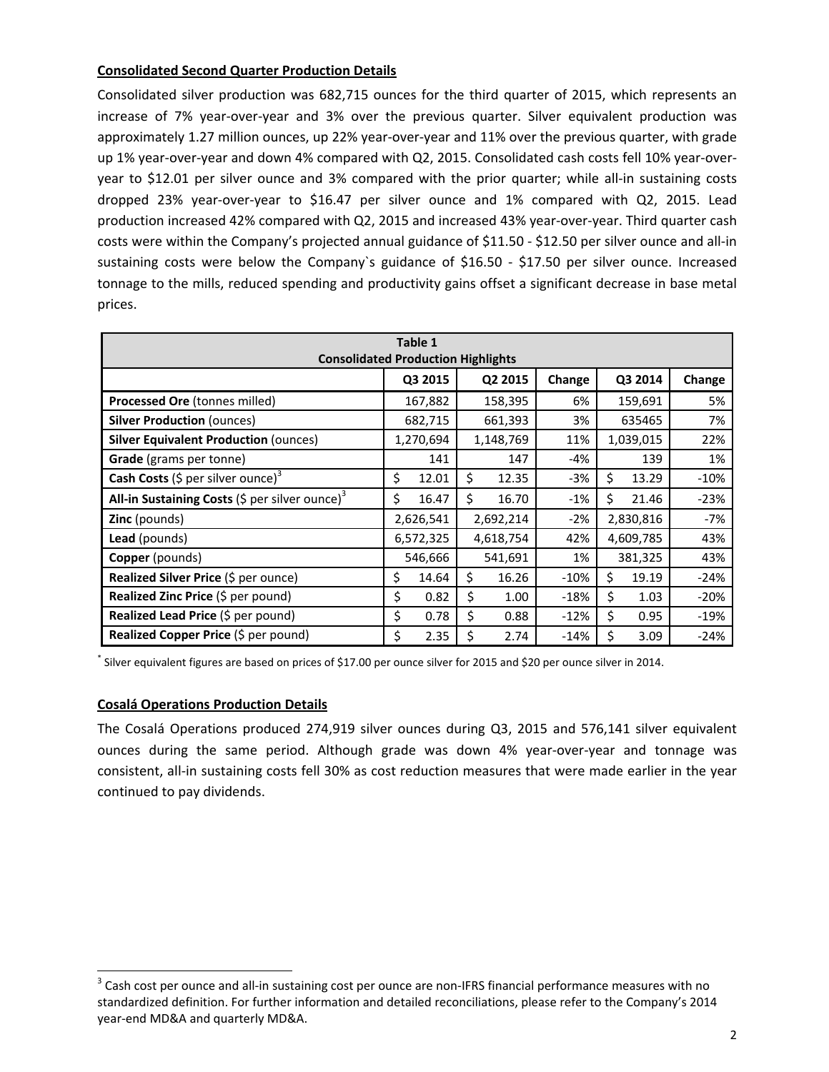**Consolidated Second Quarter Production Details**

Consolidated silver production was 682,715 ounces for the third quarter of 2015, which represents an increase of 7% year-over-year and 3% over the previous quarter. Silver equivalent production was approximately 1.27 million ounces, up 22% year-over-year and 11% over the previous quarter, with grade up 1% year-over-year and down 4% compared with Q2, 2015. Consolidated cash costs fell 10% year-over-year to $12.01 per silver ounce and 3% compared with the prior quarter; while all-in sustaining costs dropped 23% year-over-year to $16.47 per silver ounce and 1% compared with Q2, 2015. Lead production increased 42% compared with Q2, 2015 and increased 43% year-over-year. Third quarter cash costs were within the Company's projected annual guidance of $11.50 - $12.50 per silver ounce and all-in sustaining costs were below the Company`s guidance of $16.50 - $17.50 per silver ounce. Increased tonnage to the mills, reduced spending and productivity gains offset a significant decrease in base metal prices.

**Table 1**
**Consolidated Production Highlights**

| | Q3 2015 | Q2 2015 | Change | Q3 2014 | Change |
|---|---|---|---|---|---|
| **Processed Ore** (tonnes milled) | 167,882 | 158,395 | 6% | 159,691 | 5% |
| **Silver Production** (ounces) | 682,715 | 661,393 | 3% | 635465 | 7% |
| **Silver Equivalent Production** (ounces) | 1,270,694 | 1,148,769 | 11% | 1,039,015 | 22% |
| **Grade** (grams per tonne) | 141 | 147 | -4% | 139 | 1% |
| **Cash Costs** ($ per silver ounce)[3] | $ 12.01 | $ 12.35 | -3% | $ 13.29 | -10% |
| **All-in Sustaining Costs** ($ per silver ounce)[3] | $ 16.47 | $ 16.70 | -1% | $ 21.46 | -23% |
| **Zinc** (pounds) | 2,626,541 | 2,692,214 | -2% | 2,830,816 | -7% |
| **Lead** (pounds) | 6,572,325 | 4,618,754 | 42% | 4,609,785 | 43% |
| **Copper** (pounds) | 546,666 | 541,691 | 1% | 381,325 | 43% |
| **Realized Silver Price** ($ per ounce) | $ 14.64 | $ 16.26 | -10% | $ 19.19 | -24% |
| **Realized Zinc Price** ($ per pound) | $ 0.82 | $ 1.00 | -18% | $ 1.03 | -20% |
| **Realized Lead Price** ($ per pound) | $ 0.78 | $ 0.88 | -12% | $ 0.95 | -19% |
| **Realized Copper Price** ($ per pound) | $ 2.35 | $ 2.74 | -14% | $ 3.09 | -24% |

* Silver equivalent figures are based on prices of $17.00 per ounce silver for 2015 and $20 per ounce silver in 2014.

**Cosalá Operations Production Details**

The Cosalá Operations produced 274,919 silver ounces during Q3, 2015 and 576,141 silver equivalent ounces during the same period. Although grade was down 4% year-over-year and tonnage was consistent, all-in sustaining costs fell 30% as cost reduction measures that were made earlier in the year continued to pay dividends.

[3] Cash cost per ounce and all-in sustaining cost per ounce are non-IFRS financial performance measures with no standardized definition. For further information and detailed reconciliations, please refer to the Company's 2014 year-end MD&A and quarterly MD&A.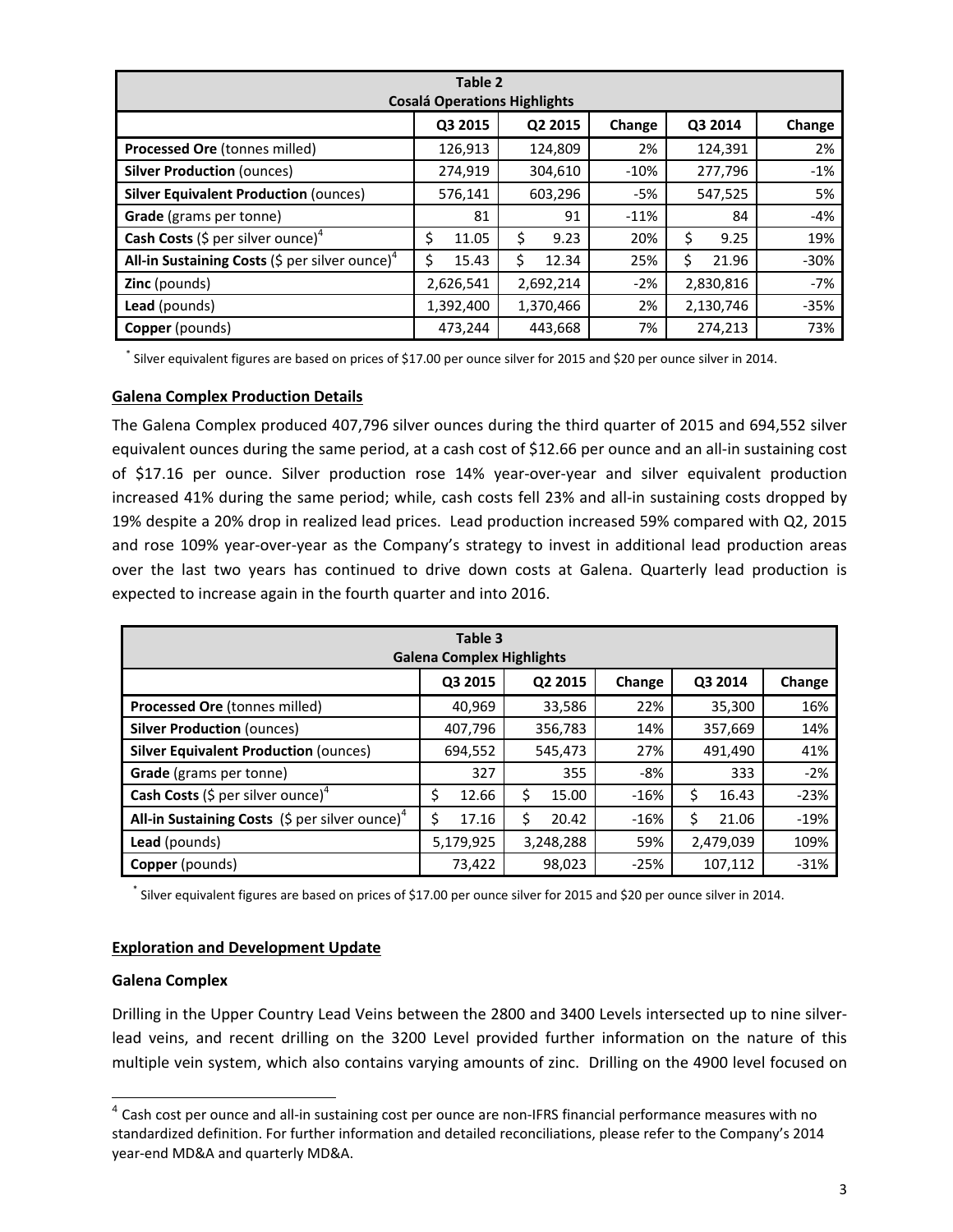| Table 2<br>Cosalá Operations Highlights | | | | | |
|---|---|---|---|---|---|
| | Q3 2015 | Q2 2015 | Change | Q3 2014 | Change |
| **Processed Ore** (tonnes milled) | 126,913 | 124,809 | 2% | 124,391 | 2% |
| **Silver Production** (ounces) | 274,919 | 304,610 | -10% | 277,796 | -1% |
| **Silver Equivalent Production** (ounces) | 576,141 | 603,296 | -5% | 547,525 | 5% |
| **Grade** (grams per tonne) | 81 | 91 | -11% | 84 | -4% |
| **Cash Costs** ($ per silver ounce)[4] | $ 11.05 | $ 9.23 | 20% | $ 9.25 | 19% |
| **All-in Sustaining Costs** ($ per silver ounce)[4] | $ 15.43 | $ 12.34 | 25% | $ 21.96 | -30% |
| **Zinc** (pounds) | 2,626,541 | 2,692,214 | -2% | 2,830,816 | -7% |
| **Lead** (pounds) | 1,392,400 | 1,370,466 | 2% | 2,130,746 | -35% |
| **Copper** (pounds) | 473,244 | 443,668 | 7% | 274,213 | 73% |

* Silver equivalent figures are based on prices of $17.00 per ounce silver for 2015 and $20 per ounce silver in 2014.

## Galena Complex Production Details

The Galena Complex produced 407,796 silver ounces during the third quarter of 2015 and 694,552 silver equivalent ounces during the same period, at a cash cost of $12.66 per ounce and an all-in sustaining cost of $17.16 per ounce. Silver production rose 14% year-over-year and silver equivalent production increased 41% during the same period; while, cash costs fell 23% and all-in sustaining costs dropped by 19% despite a 20% drop in realized lead prices. Lead production increased 59% compared with Q2, 2015 and rose 109% year-over-year as the Company's strategy to invest in additional lead production areas over the last two years has continued to drive down costs at Galena. Quarterly lead production is expected to increase again in the fourth quarter and into 2016.

| Table 3<br>Galena Complex Highlights | | | | | |
|---|---|---|---|---|---|
| | Q3 2015 | Q2 2015 | Change | Q3 2014 | Change |
| **Processed Ore** (tonnes milled) | 40,969 | 33,586 | 22% | 35,300 | 16% |
| **Silver Production** (ounces) | 407,796 | 356,783 | 14% | 357,669 | 14% |
| **Silver Equivalent Production** (ounces) | 694,552 | 545,473 | 27% | 491,490 | 41% |
| **Grade** (grams per tonne) | 327 | 355 | -8% | 333 | -2% |
| **Cash Costs** ($ per silver ounce)[4] | $ 12.66 | $ 15.00 | -16% | $ 16.43 | -23% |
| **All-in Sustaining Costs** ($ per silver ounce)[4] | $ 17.16 | $ 20.42 | -16% | $ 21.06 | -19% |
| **Lead** (pounds) | 5,179,925 | 3,248,288 | 59% | 2,479,039 | 109% |
| **Copper** (pounds) | 73,422 | 98,023 | -25% | 107,112 | -31% |

* Silver equivalent figures are based on prices of $17.00 per ounce silver for 2015 and $20 per ounce silver in 2014.

## Exploration and Development Update

### Galena Complex

Drilling in the Upper Country Lead Veins between the 2800 and 3400 Levels intersected up to nine silver-lead veins, and recent drilling on the 3200 Level provided further information on the nature of this multiple vein system, which also contains varying amounts of zinc. Drilling on the 4900 level focused on

[4] Cash cost per ounce and all-in sustaining cost per ounce are non-IFRS financial performance measures with no standardized definition. For further information and detailed reconciliations, please refer to the Company's 2014 year-end MD&A and quarterly MD&A.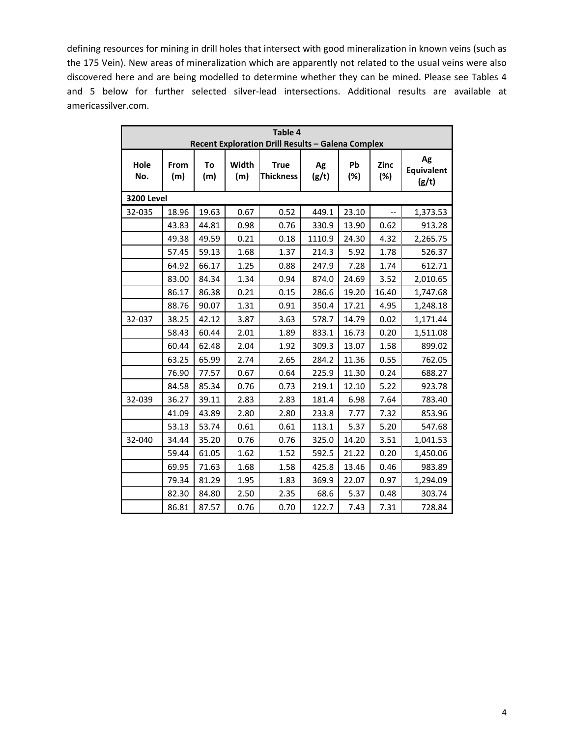defining resources for mining in drill holes that intersect with good mineralization in known veins (such as the 175 Vein). New areas of mineralization which are apparently not related to the usual veins were also discovered here and are being modelled to determine whether they can be mined. Please see Tables 4 and 5 below for further selected silver-lead intersections. Additional results are available at americassilver.com.

**Table 4**
**Recent Exploration Drill Results – Galena Complex**

| Hole No. | From (m) | To (m) | Width (m) | True Thickness | Ag (g/t) | Pb (%) | Zinc (%) | Ag Equivalent (g/t) |
|---|---|---|---|---|---|---|---|---|
| **3200 Level** | | | | | | | | |
| 32-035 | 18.96 | 19.63 | 0.67 | 0.52 | 449.1 | 23.10 | -- | 1,373.53 |
| | 43.83 | 44.81 | 0.98 | 0.76 | 330.9 | 13.90 | 0.62 | 913.28 |
| | 49.38 | 49.59 | 0.21 | 0.18 | 1110.9 | 24.30 | 4.32 | 2,265.75 |
| | 57.45 | 59.13 | 1.68 | 1.37 | 214.3 | 5.92 | 1.78 | 526.37 |
| | 64.92 | 66.17 | 1.25 | 0.88 | 247.9 | 7.28 | 1.74 | 612.71 |
| | 83.00 | 84.34 | 1.34 | 0.94 | 874.0 | 24.69 | 3.52 | 2,010.65 |
| | 86.17 | 86.38 | 0.21 | 0.15 | 286.6 | 19.20 | 16.40 | 1,747.68 |
| | 88.76 | 90.07 | 1.31 | 0.91 | 350.4 | 17.21 | 4.95 | 1,248.18 |
| 32-037 | 38.25 | 42.12 | 3.87 | 3.63 | 578.7 | 14.79 | 0.02 | 1,171.44 |
| | 58.43 | 60.44 | 2.01 | 1.89 | 833.1 | 16.73 | 0.20 | 1,511.08 |
| | 60.44 | 62.48 | 2.04 | 1.92 | 309.3 | 13.07 | 1.58 | 899.02 |
| | 63.25 | 65.99 | 2.74 | 2.65 | 284.2 | 11.36 | 0.55 | 762.05 |
| | 76.90 | 77.57 | 0.67 | 0.64 | 225.9 | 11.30 | 0.24 | 688.27 |
| | 84.58 | 85.34 | 0.76 | 0.73 | 219.1 | 12.10 | 5.22 | 923.78 |
| 32-039 | 36.27 | 39.11 | 2.83 | 2.83 | 181.4 | 6.98 | 7.64 | 783.40 |
| | 41.09 | 43.89 | 2.80 | 2.80 | 233.8 | 7.77 | 7.32 | 853.96 |
| | 53.13 | 53.74 | 0.61 | 0.61 | 113.1 | 5.37 | 5.20 | 547.68 |
| 32-040 | 34.44 | 35.20 | 0.76 | 0.76 | 325.0 | 14.20 | 3.51 | 1,041.53 |
| | 59.44 | 61.05 | 1.62 | 1.52 | 592.5 | 21.22 | 0.20 | 1,450.06 |
| | 69.95 | 71.63 | 1.68 | 1.58 | 425.8 | 13.46 | 0.46 | 983.89 |
| | 79.34 | 81.29 | 1.95 | 1.83 | 369.9 | 22.07 | 0.97 | 1,294.09 |
| | 82.30 | 84.80 | 2.50 | 2.35 | 68.6 | 5.37 | 0.48 | 303.74 |
| | 86.81 | 87.57 | 0.76 | 0.70 | 122.7 | 7.43 | 7.31 | 728.84 |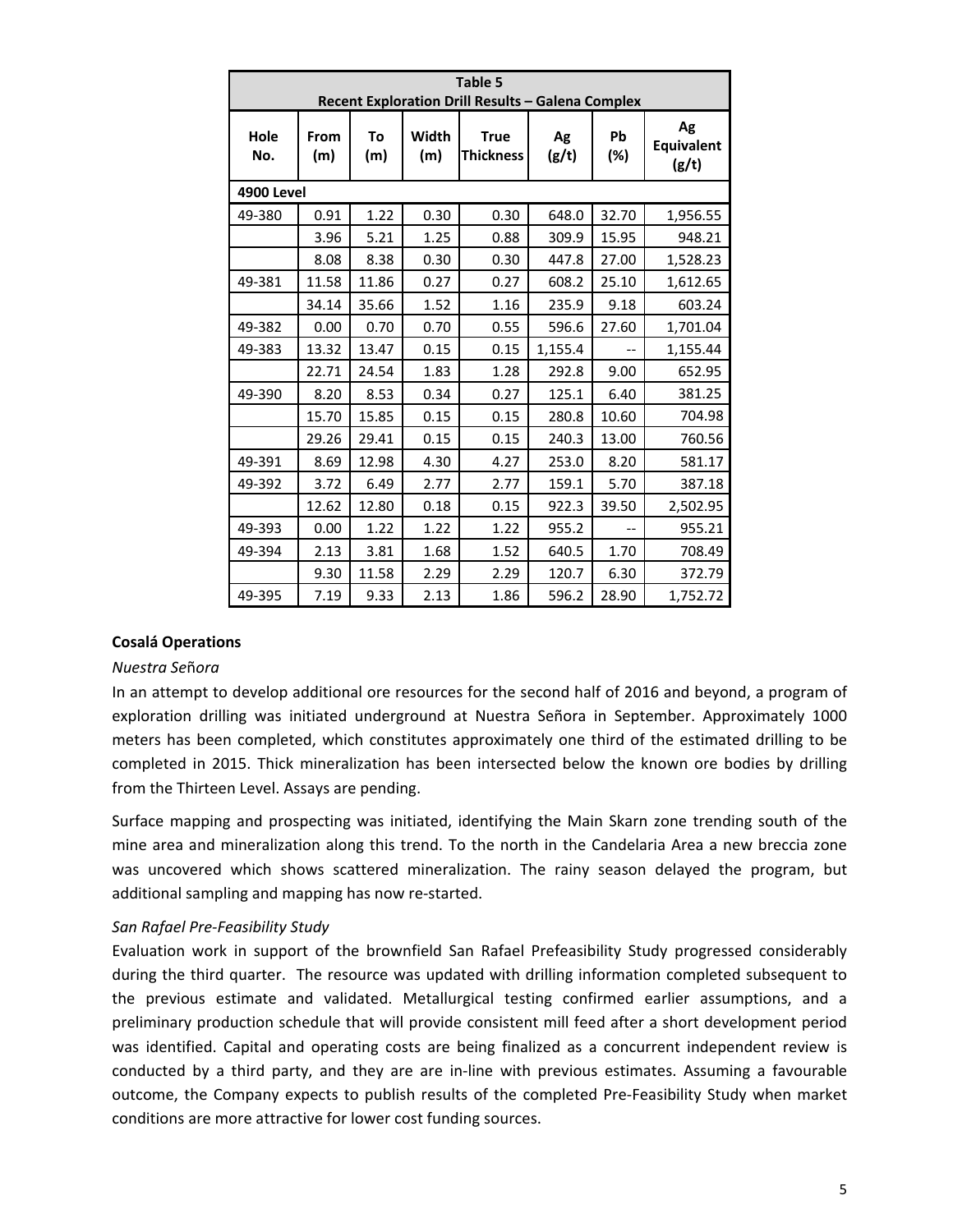| Table 5<br>Recent Exploration Drill Results – Galena Complex | | | | | | | |
|---|---|---|---|---|---|---|---|
| Hole No. | From (m) | To (m) | Width (m) | True Thickness | Ag (g/t) | Pb (%) | Ag Equivalent (g/t) |
| **4900 Level** | | | | | | | |
| 49-380 | 0.91 | 1.22 | 0.30 | 0.30 | 648.0 | 32.70 | 1,956.55 |
| | 3.96 | 5.21 | 1.25 | 0.88 | 309.9 | 15.95 | 948.21 |
| | 8.08 | 8.38 | 0.30 | 0.30 | 447.8 | 27.00 | 1,528.23 |
| 49-381 | 11.58 | 11.86 | 0.27 | 0.27 | 608.2 | 25.10 | 1,612.65 |
| | 34.14 | 35.66 | 1.52 | 1.16 | 235.9 | 9.18 | 603.24 |
| 49-382 | 0.00 | 0.70 | 0.70 | 0.55 | 596.6 | 27.60 | 1,701.04 |
| 49-383 | 13.32 | 13.47 | 0.15 | 0.15 | 1,155.4 | -- | 1,155.44 |
| | 22.71 | 24.54 | 1.83 | 1.28 | 292.8 | 9.00 | 652.95 |
| 49-390 | 8.20 | 8.53 | 0.34 | 0.27 | 125.1 | 6.40 | 381.25 |
| | 15.70 | 15.85 | 0.15 | 0.15 | 280.8 | 10.60 | 704.98 |
| | 29.26 | 29.41 | 0.15 | 0.15 | 240.3 | 13.00 | 760.56 |
| 49-391 | 8.69 | 12.98 | 4.30 | 4.27 | 253.0 | 8.20 | 581.17 |
| 49-392 | 3.72 | 6.49 | 2.77 | 2.77 | 159.1 | 5.70 | 387.18 |
| | 12.62 | 12.80 | 0.18 | 0.15 | 922.3 | 39.50 | 2,502.95 |
| 49-393 | 0.00 | 1.22 | 1.22 | 1.22 | 955.2 | -- | 955.21 |
| 49-394 | 2.13 | 3.81 | 1.68 | 1.52 | 640.5 | 1.70 | 708.49 |
| | 9.30 | 11.58 | 2.29 | 2.29 | 120.7 | 6.30 | 372.79 |
| 49-395 | 7.19 | 9.33 | 2.13 | 1.86 | 596.2 | 28.90 | 1,752.72 |

**Cosalá Operations**

*Nuestra Señora*

In an attempt to develop additional ore resources for the second half of 2016 and beyond, a program of exploration drilling was initiated underground at Nuestra Señora in September. Approximately 1000 meters has been completed, which constitutes approximately one third of the estimated drilling to be completed in 2015. Thick mineralization has been intersected below the known ore bodies by drilling from the Thirteen Level. Assays are pending.

Surface mapping and prospecting was initiated, identifying the Main Skarn zone trending south of the mine area and mineralization along this trend. To the north in the Candelaria Area a new breccia zone was uncovered which shows scattered mineralization. The rainy season delayed the program, but additional sampling and mapping has now re-started.

*San Rafael Pre-Feasibility Study*

Evaluation work in support of the brownfield San Rafael Prefeasibility Study progressed considerably during the third quarter. The resource was updated with drilling information completed subsequent to the previous estimate and validated. Metallurgical testing confirmed earlier assumptions, and a preliminary production schedule that will provide consistent mill feed after a short development period was identified. Capital and operating costs are being finalized as a concurrent independent review is conducted by a third party, and they are are in-line with previous estimates. Assuming a favourable outcome, the Company expects to publish results of the completed Pre-Feasibility Study when market conditions are more attractive for lower cost funding sources.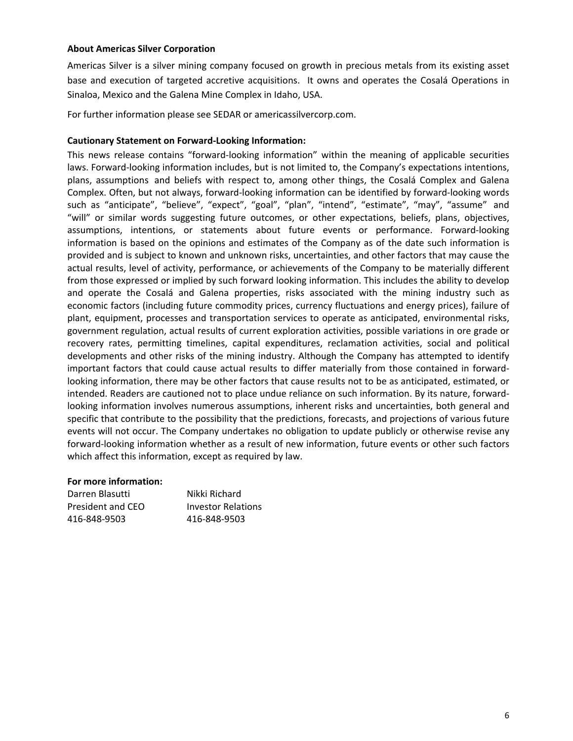**About Americas Silver Corporation**

Americas Silver is a silver mining company focused on growth in precious metals from its existing asset base and execution of targeted accretive acquisitions. It owns and operates the Cosalá Operations in Sinaloa, Mexico and the Galena Mine Complex in Idaho, USA.

For further information please see SEDAR or americassilvercorp.com.

**Cautionary Statement on Forward-Looking Information:**

This news release contains “forward-looking information” within the meaning of applicable securities laws. Forward-looking information includes, but is not limited to, the Company’s expectations intentions, plans, assumptions and beliefs with respect to, among other things, the Cosalá Complex and Galena Complex. Often, but not always, forward-looking information can be identified by forward-looking words such as “anticipate”, “believe”, “expect”, “goal”, “plan”, “intend”, “estimate”, “may”, “assume” and “will” or similar words suggesting future outcomes, or other expectations, beliefs, plans, objectives, assumptions, intentions, or statements about future events or performance. Forward-looking information is based on the opinions and estimates of the Company as of the date such information is provided and is subject to known and unknown risks, uncertainties, and other factors that may cause the actual results, level of activity, performance, or achievements of the Company to be materially different from those expressed or implied by such forward looking information. This includes the ability to develop and operate the Cosalá and Galena properties, risks associated with the mining industry such as economic factors (including future commodity prices, currency fluctuations and energy prices), failure of plant, equipment, processes and transportation services to operate as anticipated, environmental risks, government regulation, actual results of current exploration activities, possible variations in ore grade or recovery rates, permitting timelines, capital expenditures, reclamation activities, social and political developments and other risks of the mining industry. Although the Company has attempted to identify important factors that could cause actual results to differ materially from those contained in forward-looking information, there may be other factors that cause results not to be as anticipated, estimated, or intended. Readers are cautioned not to place undue reliance on such information. By its nature, forward-looking information involves numerous assumptions, inherent risks and uncertainties, both general and specific that contribute to the possibility that the predictions, forecasts, and projections of various future events will not occur. The Company undertakes no obligation to update publicly or otherwise revise any forward-looking information whether as a result of new information, future events or other such factors which affect this information, except as required by law.

**For more information:**

| | |
|---|---|
| Darren Blasutti | Nikki Richard |
| President and CEO | Investor Relations |
| 416-848-9503 | 416-848-9503 |